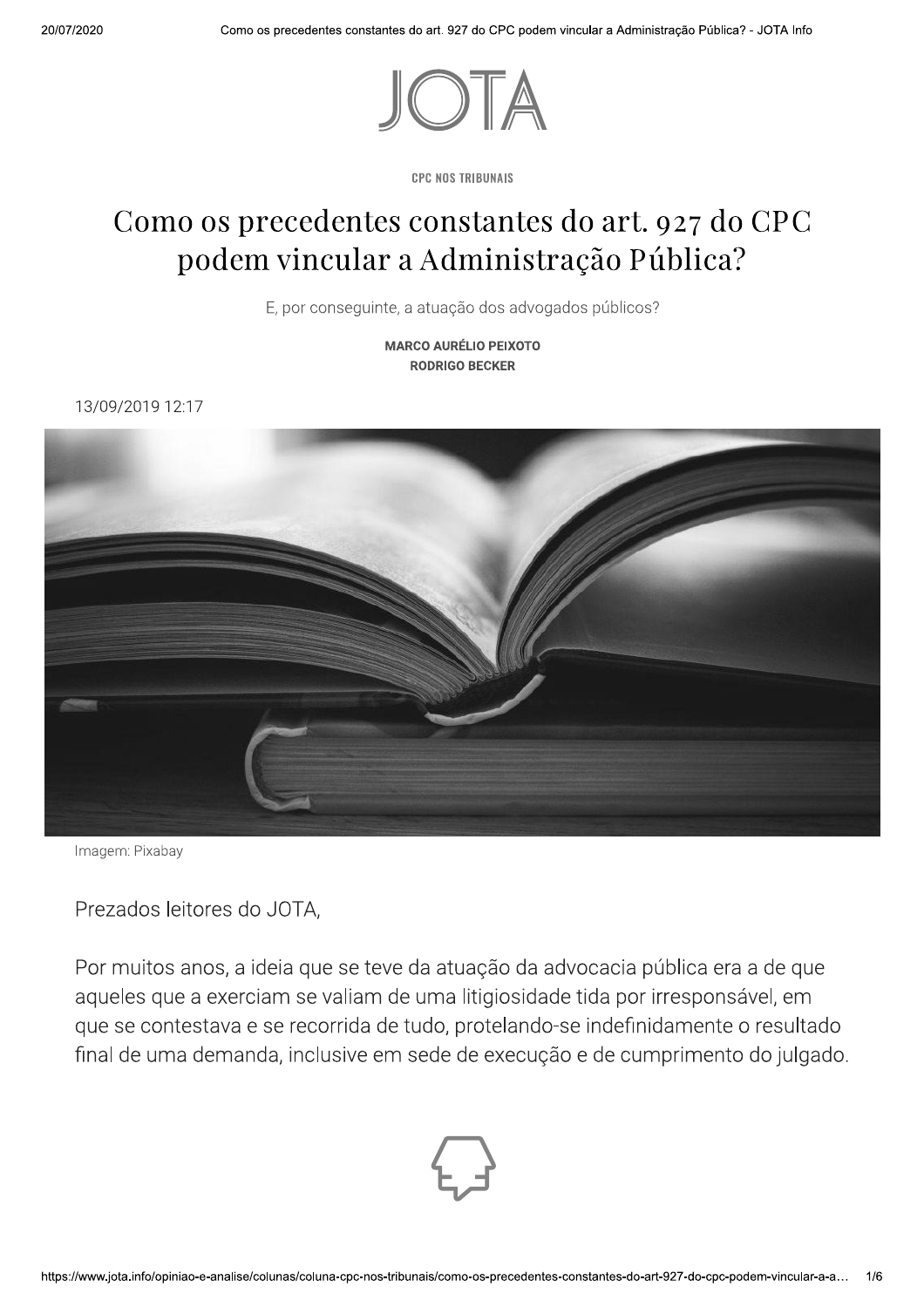JOTA

CPC NOS TRIBUNAIS

# Como os precedentes constantes do art. 927 do CPC podem vincular a Administração Pública?

E, por conseguinte, a atuação dos advogados públicos?

**MARCO AURÉLIO PEIXOTO**
**RODRIGO BECKER**

13/09/2019 12:17

Imagem: Pixabay

Prezados leitores do JOTA,

Por muitos anos, a ideia que se teve da atuação da advocacia pública era a de que aqueles que a exerciam se valiam de uma litigiosidade tida por irresponsável, em que se contestava e se recorrida de tudo, protelando-se indefinidamente o resultado final de uma demanda, inclusive em sede de execução e de cumprimento do julgado.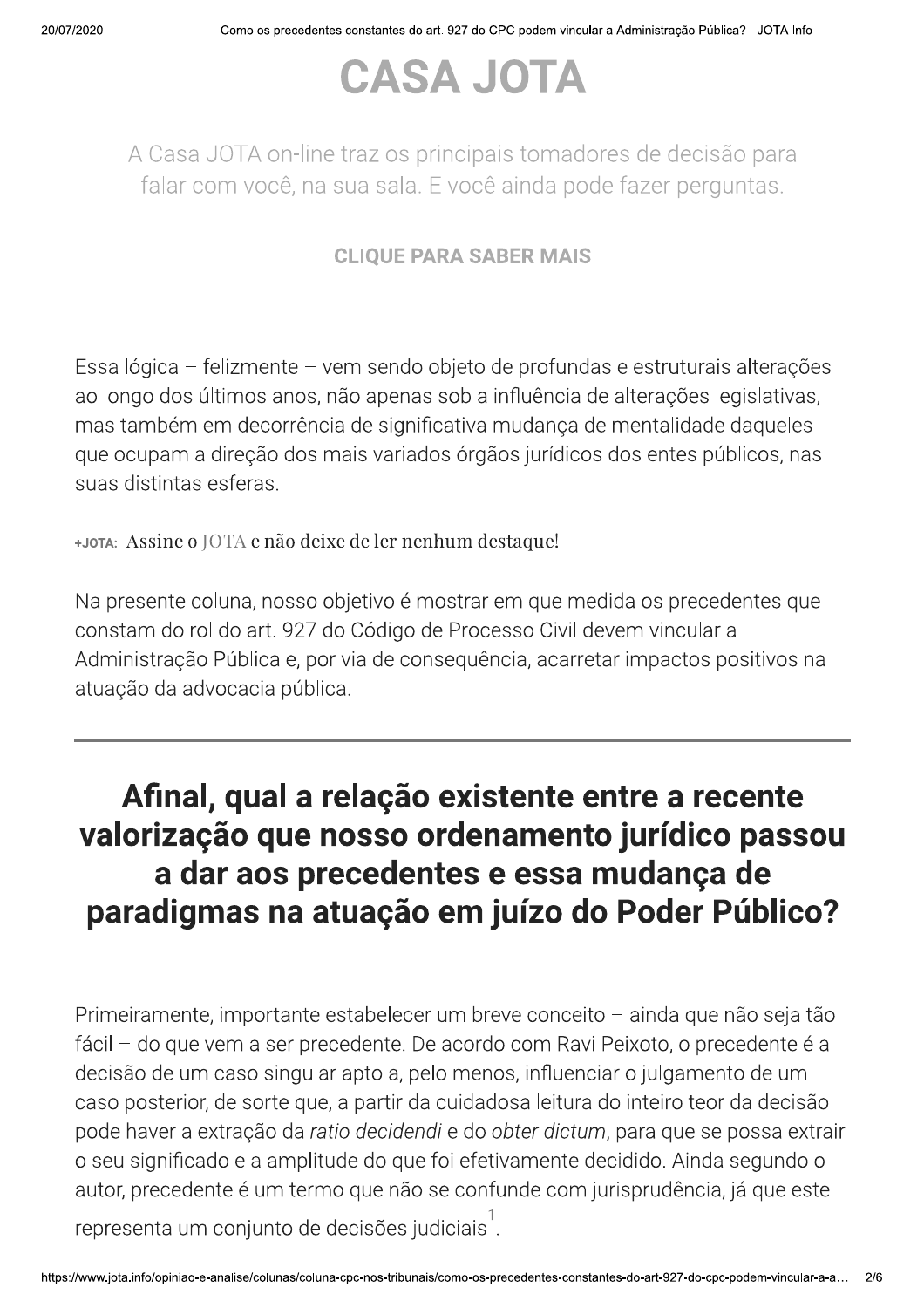# CASA JOTA

A Casa JOTA on-line traz os principais tomadores de decisão para falar com você, na sua sala. E você ainda pode fazer perguntas.

**CLIQUE PARA SABER MAIS**

Essa lógica – felizmente – vem sendo objeto de profundas e estruturais alterações ao longo dos últimos anos, não apenas sob a influência de alterações legislativas, mas também em decorrência de significativa mudança de mentalidade daqueles que ocupam a direção dos mais variados órgãos jurídicos dos entes públicos, nas suas distintas esferas.

+JOTA: Assine o JOTA e não deixe de ler nenhum destaque!

Na presente coluna, nosso objetivo é mostrar em que medida os precedentes que constam do rol do art. 927 do Código de Processo Civil devem vincular a Administração Pública e, por via de consequência, acarretar impactos positivos na atuação da advocacia pública.

---

## Afinal, qual a relação existente entre a recente valorização que nosso ordenamento jurídico passou a dar aos precedentes e essa mudança de paradigmas na atuação em juízo do Poder Público?

Primeiramente, importante estabelecer um breve conceito – ainda que não seja tão fácil – do que vem a ser precedente. De acordo com Ravi Peixoto, o precedente é a decisão de um caso singular apto a, pelo menos, influenciar o julgamento de um caso posterior, de sorte que, a partir da cuidadosa leitura do inteiro teor da decisão pode haver a extração da *ratio decidendi* e do *obter dictum*, para que se possa extrair o seu significado e a amplitude do que foi efetivamente decidido. Ainda segundo o autor, precedente é um termo que não se confunde com jurisprudência, já que este representa um conjunto de decisões judiciais[1].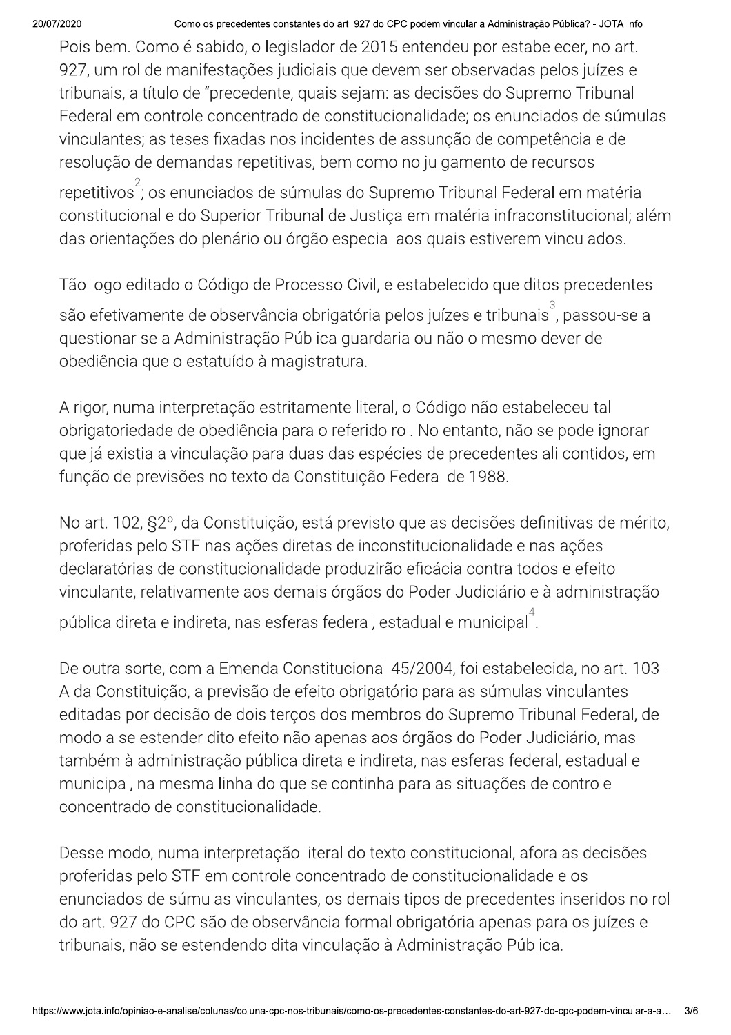Pois bem. Como é sabido, o legislador de 2015 entendeu por estabelecer, no art. 927, um rol de manifestações judiciais que devem ser observadas pelos juízes e tribunais, a título de "precedente, quais sejam: as decisões do Supremo Tribunal Federal em controle concentrado de constitucionalidade; os enunciados de súmulas vinculantes; as teses fixadas nos incidentes de assunção de competência e de resolução de demandas repetitivas, bem como no julgamento de recursos repetitivos[2]; os enunciados de súmulas do Supremo Tribunal Federal em matéria constitucional e do Superior Tribunal de Justiça em matéria infraconstitucional; além das orientações do plenário ou órgão especial aos quais estiverem vinculados.

Tão logo editado o Código de Processo Civil, e estabelecido que ditos precedentes são efetivamente de observância obrigatória pelos juízes e tribunais[3], passou-se a questionar se a Administração Pública guardaria ou não o mesmo dever de obediência que o estatuído à magistratura.

A rigor, numa interpretação estritamente literal, o Código não estabeleceu tal obrigatoriedade de obediência para o referido rol. No entanto, não se pode ignorar que já existia a vinculação para duas das espécies de precedentes ali contidos, em função de previsões no texto da Constituição Federal de 1988.

No art. 102, §2º, da Constituição, está previsto que as decisões definitivas de mérito, proferidas pelo STF nas ações diretas de inconstitucionalidade e nas ações declaratórias de constitucionalidade produzirão eficácia contra todos e efeito vinculante, relativamente aos demais órgãos do Poder Judiciário e à administração pública direta e indireta, nas esferas federal, estadual e municipal[4].

De outra sorte, com a Emenda Constitucional 45/2004, foi estabelecida, no art. 103-A da Constituição, a previsão de efeito obrigatório para as súmulas vinculantes editadas por decisão de dois terços dos membros do Supremo Tribunal Federal, de modo a se estender dito efeito não apenas aos órgãos do Poder Judiciário, mas também à administração pública direta e indireta, nas esferas federal, estadual e municipal, na mesma linha do que se continha para as situações de controle concentrado de constitucionalidade.

Desse modo, numa interpretação literal do texto constitucional, afora as decisões proferidas pelo STF em controle concentrado de constitucionalidade e os enunciados de súmulas vinculantes, os demais tipos de precedentes inseridos no rol do art. 927 do CPC são de observância formal obrigatória apenas para os juízes e tribunais, não se estendendo dita vinculação à Administração Pública.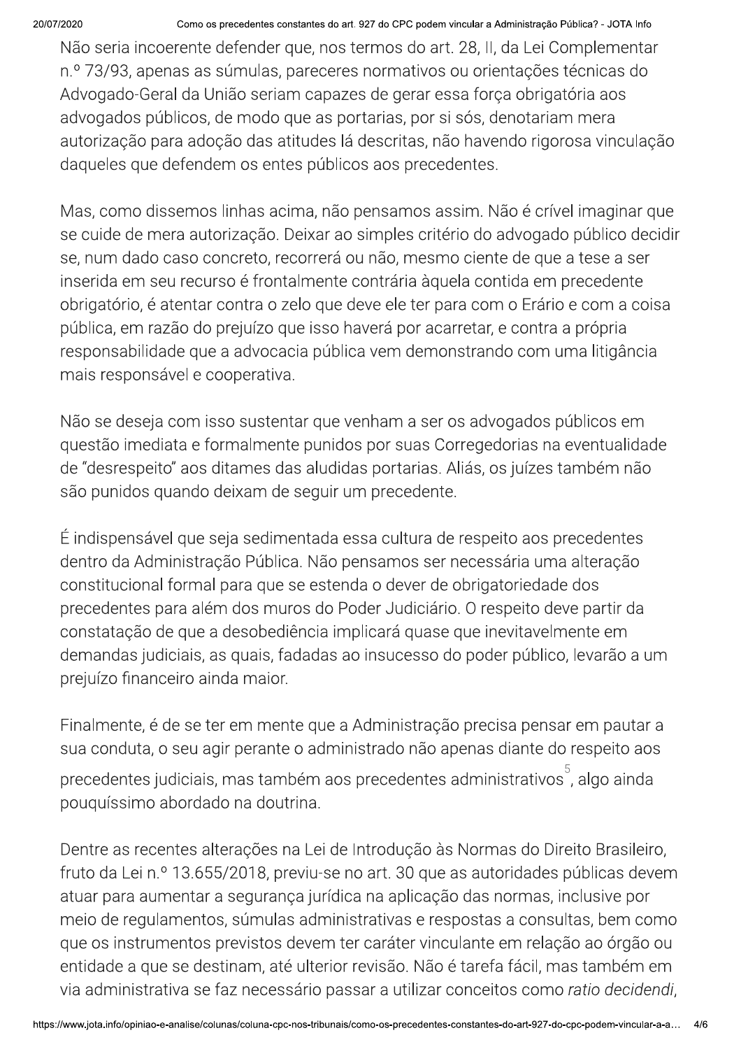Não seria incoerente defender que, nos termos do art. 28, II, da Lei Complementar n.º 73/93, apenas as súmulas, pareceres normativos ou orientações técnicas do Advogado-Geral da União seriam capazes de gerar essa força obrigatória aos advogados públicos, de modo que as portarias, por si sós, denotariam mera autorização para adoção das atitudes lá descritas, não havendo rigorosa vinculação daqueles que defendem os entes públicos aos precedentes.

Mas, como dissemos linhas acima, não pensamos assim. Não é crível imaginar que se cuide de mera autorização. Deixar ao simples critério do advogado público decidir se, num dado caso concreto, recorrerá ou não, mesmo ciente de que a tese a ser inserida em seu recurso é frontalmente contrária àquela contida em precedente obrigatório, é atentar contra o zelo que deve ele ter para com o Erário e com a coisa pública, em razão do prejuízo que isso haverá por acarretar, e contra a própria responsabilidade que a advocacia pública vem demonstrando com uma litigância mais responsável e cooperativa.

Não se deseja com isso sustentar que venham a ser os advogados públicos em questão imediata e formalmente punidos por suas Corregedorias na eventualidade de "desrespeito" aos ditames das aludidas portarias. Aliás, os juízes também não são punidos quando deixam de seguir um precedente.

É indispensável que seja sedimentada essa cultura de respeito aos precedentes dentro da Administração Pública. Não pensamos ser necessária uma alteração constitucional formal para que se estenda o dever de obrigatoriedade dos precedentes para além dos muros do Poder Judiciário. O respeito deve partir da constatação de que a desobediência implicará quase que inevitavelmente em demandas judiciais, as quais, fadadas ao insucesso do poder público, levarão a um prejuízo financeiro ainda maior.

Finalmente, é de se ter em mente que a Administração precisa pensar em pautar a sua conduta, o seu agir perante o administrado não apenas diante do respeito aos precedentes judiciais, mas também aos precedentes administrativos[5], algo ainda pouquíssimo abordado na doutrina.

Dentre as recentes alterações na Lei de Introdução às Normas do Direito Brasileiro, fruto da Lei n.º 13.655/2018, previu-se no art. 30 que as autoridades públicas devem atuar para aumentar a segurança jurídica na aplicação das normas, inclusive por meio de regulamentos, súmulas administrativas e respostas a consultas, bem como que os instrumentos previstos devem ter caráter vinculante em relação ao órgão ou entidade a que se destinam, até ulterior revisão. Não é tarefa fácil, mas também em via administrativa se faz necessário passar a utilizar conceitos como *ratio decidendi*,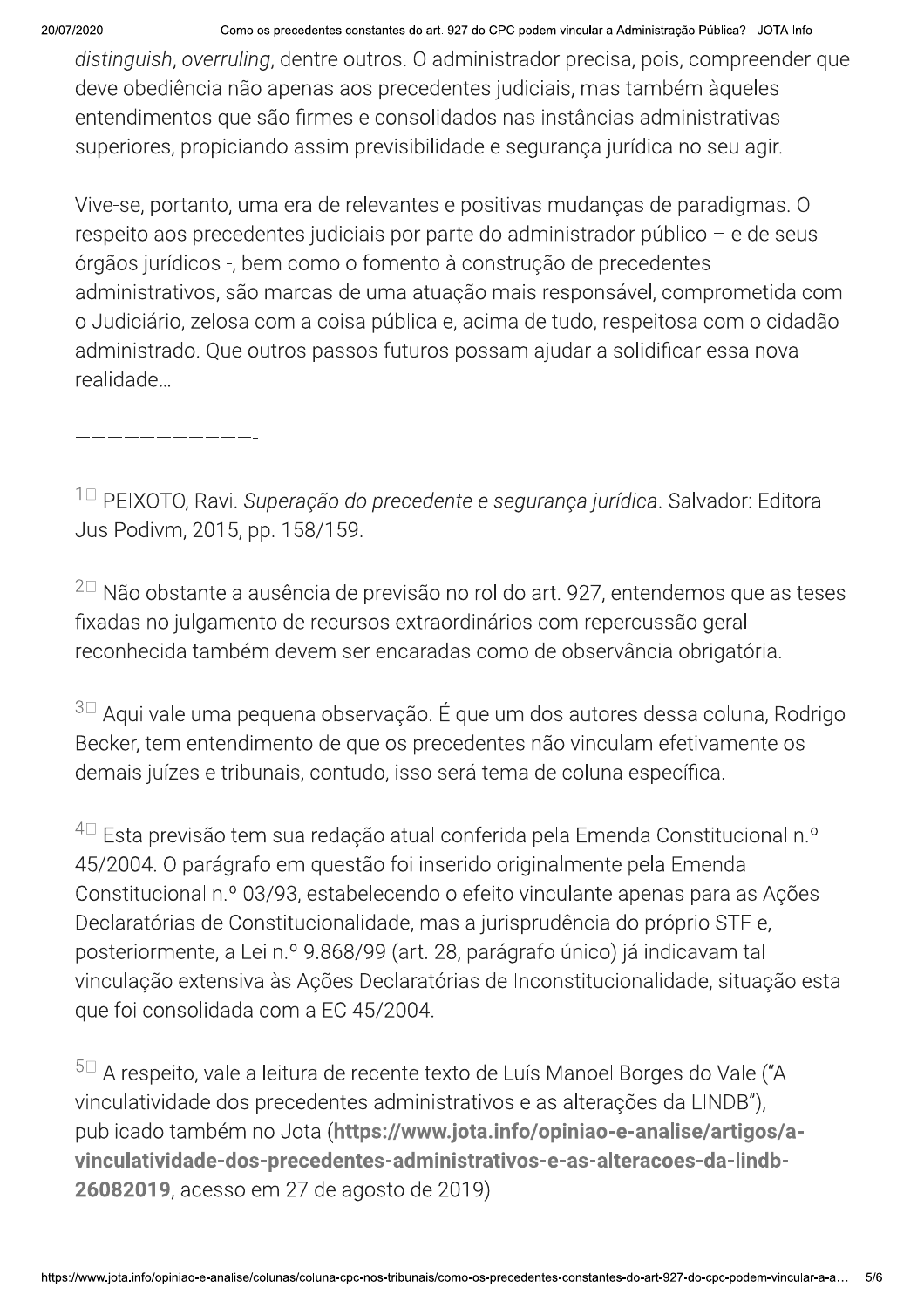*distinguish*, *overruling*, dentre outros. O administrador precisa, pois, compreender que deve obediência não apenas aos precedentes judiciais, mas também àqueles entendimentos que são firmes e consolidados nas instâncias administrativas superiores, propiciando assim previsibilidade e segurança jurídica no seu agir.

Vive-se, portanto, uma era de relevantes e positivas mudanças de paradigmas. O respeito aos precedentes judiciais por parte do administrador público – e de seus órgãos jurídicos -, bem como o fomento à construção de precedentes administrativos, são marcas de uma atuação mais responsável, comprometida com o Judiciário, zelosa com a coisa pública e, acima de tudo, respeitosa com o cidadão administrado. Que outros passos futuros possam ajudar a solidificar essa nova realidade…

———————————-

[1] PEIXOTO, Ravi. *Superação do precedente e segurança jurídica*. Salvador: Editora Jus Podivm, 2015, pp. 158/159.

[2] Não obstante a ausência de previsão no rol do art. 927, entendemos que as teses fixadas no julgamento de recursos extraordinários com repercussão geral reconhecida também devem ser encaradas como de observância obrigatória.

[3] Aqui vale uma pequena observação. É que um dos autores dessa coluna, Rodrigo Becker, tem entendimento de que os precedentes não vinculam efetivamente os demais juízes e tribunais, contudo, isso será tema de coluna específica.

[4] Esta previsão tem sua redação atual conferida pela Emenda Constitucional n.º 45/2004. O parágrafo em questão foi inserido originalmente pela Emenda Constitucional n.º 03/93, estabelecendo o efeito vinculante apenas para as Ações Declaratórias de Constitucionalidade, mas a jurisprudência do próprio STF e, posteriormente, a Lei n.º 9.868/99 (art. 28, parágrafo único) já indicavam tal vinculação extensiva às Ações Declaratórias de Inconstitucionalidade, situação esta que foi consolidada com a EC 45/2004.

[5] A respeito, vale a leitura de recente texto de Luís Manoel Borges do Vale ("A vinculatividade dos precedentes administrativos e as alterações da LINDB"), publicado também no Jota (**https://www.jota.info/opiniao-e-analise/artigos/a-vinculatividade-dos-precedentes-administrativos-e-as-alteracoes-da-lindb-26082019**, acesso em 27 de agosto de 2019)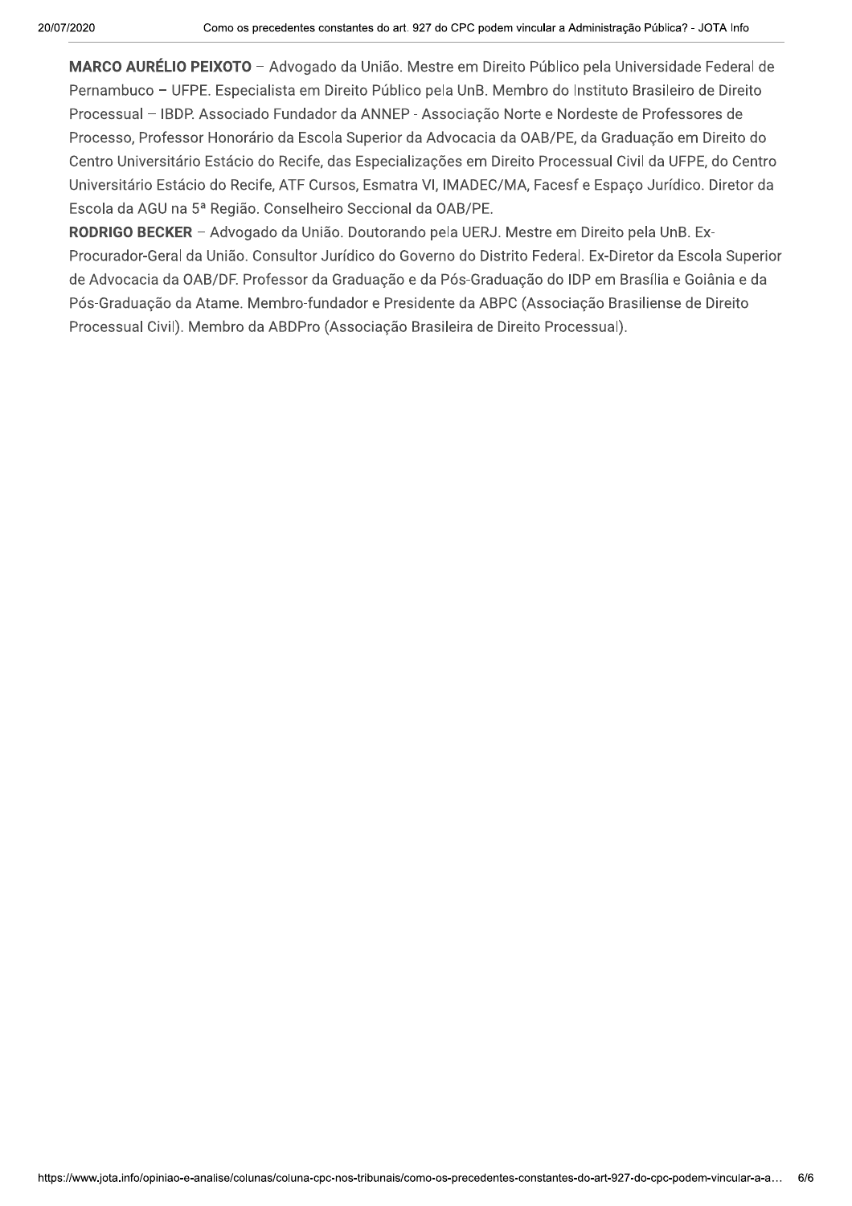**MARCO AURÉLIO PEIXOTO** – Advogado da União. Mestre em Direito Público pela Universidade Federal de Pernambuco – UFPE. Especialista em Direito Público pela UnB. Membro do Instituto Brasileiro de Direito Processual – IBDP. Associado Fundador da ANNEP - Associação Norte e Nordeste de Professores de Processo, Professor Honorário da Escola Superior da Advocacia da OAB/PE, da Graduação em Direito do Centro Universitário Estácio do Recife, das Especializações em Direito Processual Civil da UFPE, do Centro Universitário Estácio do Recife, ATF Cursos, Esmatra VI, IMADEC/MA, Facesf e Espaço Jurídico. Diretor da Escola da AGU na 5ª Região. Conselheiro Seccional da OAB/PE.

**RODRIGO BECKER** – Advogado da União. Doutorando pela UERJ. Mestre em Direito pela UnB. Ex-Procurador-Geral da União. Consultor Jurídico do Governo do Distrito Federal. Ex-Diretor da Escola Superior de Advocacia da OAB/DF. Professor da Graduação e da Pós-Graduação do IDP em Brasília e Goiânia e da Pós-Graduação da Atame. Membro-fundador e Presidente da ABPC (Associação Brasiliense de Direito Processual Civil). Membro da ABDPro (Associação Brasileira de Direito Processual).